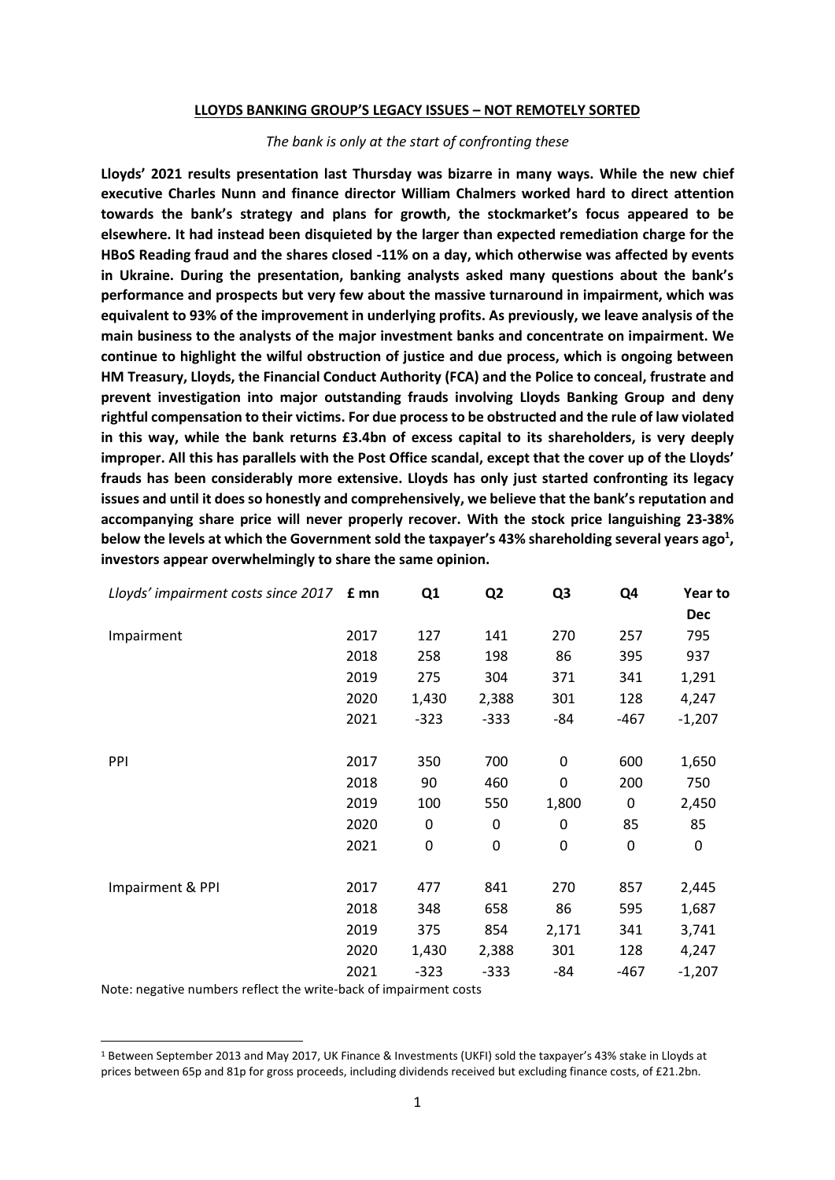## LLOYDS BANKING GROUP'S LEGACY ISSUES – NOT REMOTELY SORTED

*The bank is only at the start of confronting these*

**Lloyds' 2021 results presentation last Thursday was bizarre in many ways. While the new chief executive Charles Nunn and finance director William Chalmers worked hard to direct attention towards the bank's strategy and plans for growth, the stockmarket's focus appeared to be elsewhere. It had instead been disquieted by the larger than expected remediation charge for the HBoS Reading fraud and the shares closed -11% on a day, which otherwise was affected by events in Ukraine. During the presentation, banking analysts asked many questions about the bank's performance and prospects but very few about the massive turnaround in impairment, which was equivalent to 93% of the improvement in underlying profits. As previously, we leave analysis of the main business to the analysts of the major investment banks and concentrate on impairment. We continue to highlight the wilful obstruction of justice and due process, which is ongoing between HM Treasury, Lloyds, the Financial Conduct Authority (FCA) and the Police to conceal, frustrate and prevent investigation into major outstanding frauds involving Lloyds Banking Group and deny rightful compensation to their victims. For due process to be obstructed and the rule of law violated in this way, while the bank returns £3.4bn of excess capital to its shareholders, is very deeply improper. All this has parallels with the Post Office scandal, except that the cover up of the Lloyds' frauds has been considerably more extensive. Lloyds has only just started confronting its legacy issues and until it does so honestly and comprehensively, we believe that the bank's reputation and accompanying share price will never properly recover. With the stock price languishing 23-38% below the levels at which the Government sold the taxpayer's 43% shareholding several years ago[1], investors appear overwhelmingly to share the same opinion.**

| *Lloyds' impairment costs since 2017* | **£ mn** | **Q1** | **Q2** | **Q3** | **Q4** | **Year to Dec** |
|---|---|---|---|---|---|---|
| Impairment | 2017 | 127 | 141 | 270 | 257 | 795 |
| | 2018 | 258 | 198 | 86 | 395 | 937 |
| | 2019 | 275 | 304 | 371 | 341 | 1,291 |
| | 2020 | 1,430 | 2,388 | 301 | 128 | 4,247 |
| | 2021 | -323 | -333 | -84 | -467 | -1,207 |
| PPI | 2017 | 350 | 700 | 0 | 600 | 1,650 |
| | 2018 | 90 | 460 | 0 | 200 | 750 |
| | 2019 | 100 | 550 | 1,800 | 0 | 2,450 |
| | 2020 | 0 | 0 | 0 | 85 | 85 |
| | 2021 | 0 | 0 | 0 | 0 | 0 |
| Impairment & PPI | 2017 | 477 | 841 | 270 | 857 | 2,445 |
| | 2018 | 348 | 658 | 86 | 595 | 1,687 |
| | 2019 | 375 | 854 | 2,171 | 341 | 3,741 |
| | 2020 | 1,430 | 2,388 | 301 | 128 | 4,247 |
| | 2021 | -323 | -333 | -84 | -467 | -1,207 |

Note: negative numbers reflect the write-back of impairment costs

[1] Between September 2013 and May 2017, UK Finance & Investments (UKFI) sold the taxpayer's 43% stake in Lloyds at prices between 65p and 81p for gross proceeds, including dividends received but excluding finance costs, of £21.2bn.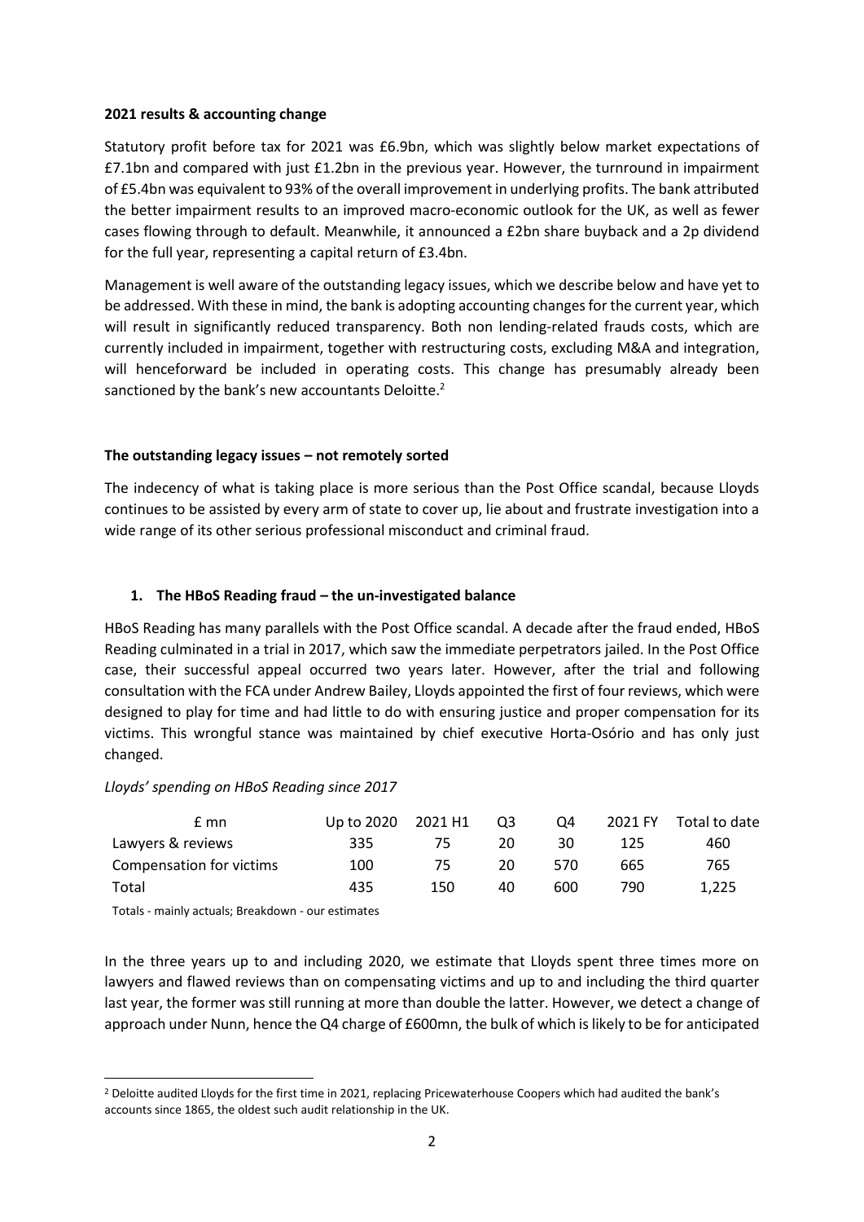**2021 results & accounting change**

Statutory profit before tax for 2021 was £6.9bn, which was slightly below market expectations of £7.1bn and compared with just £1.2bn in the previous year. However, the turnround in impairment of £5.4bn was equivalent to 93% of the overall improvement in underlying profits. The bank attributed the better impairment results to an improved macro-economic outlook for the UK, as well as fewer cases flowing through to default. Meanwhile, it announced a £2bn share buyback and a 2p dividend for the full year, representing a capital return of £3.4bn.

Management is well aware of the outstanding legacy issues, which we describe below and have yet to be addressed. With these in mind, the bank is adopting accounting changes for the current year, which will result in significantly reduced transparency. Both non lending-related frauds costs, which are currently included in impairment, together with restructuring costs, excluding M&A and integration, will henceforward be included in operating costs. This change has presumably already been sanctioned by the bank's new accountants Deloitte.[2]

**The outstanding legacy issues – not remotely sorted**

The indecency of what is taking place is more serious than the Post Office scandal, because Lloyds continues to be assisted by every arm of state to cover up, lie about and frustrate investigation into a wide range of its other serious professional misconduct and criminal fraud.

**1. The HBoS Reading fraud – the un-investigated balance**

HBoS Reading has many parallels with the Post Office scandal. A decade after the fraud ended, HBoS Reading culminated in a trial in 2017, which saw the immediate perpetrators jailed. In the Post Office case, their successful appeal occurred two years later. However, after the trial and following consultation with the FCA under Andrew Bailey, Lloyds appointed the first of four reviews, which were designed to play for time and had little to do with ensuring justice and proper compensation for its victims. This wrongful stance was maintained by chief executive Horta-Osório and has only just changed.

*Lloyds' spending on HBoS Reading since 2017*

| £ mn | Up to 2020 | 2021 H1 | Q3 | Q4 | 2021 FY | Total to date |
|---|---|---|---|---|---|---|
| Lawyers & reviews | 335 | 75 | 20 | 30 | 125 | 460 |
| Compensation for victims | 100 | 75 | 20 | 570 | 665 | 765 |
| Total | 435 | 150 | 40 | 600 | 790 | 1,225 |

Totals - mainly actuals; Breakdown - our estimates

In the three years up to and including 2020, we estimate that Lloyds spent three times more on lawyers and flawed reviews than on compensating victims and up to and including the third quarter last year, the former was still running at more than double the latter. However, we detect a change of approach under Nunn, hence the Q4 charge of £600mn, the bulk of which is likely to be for anticipated

[2] Deloitte audited Lloyds for the first time in 2021, replacing Pricewaterhouse Coopers which had audited the bank's accounts since 1865, the oldest such audit relationship in the UK.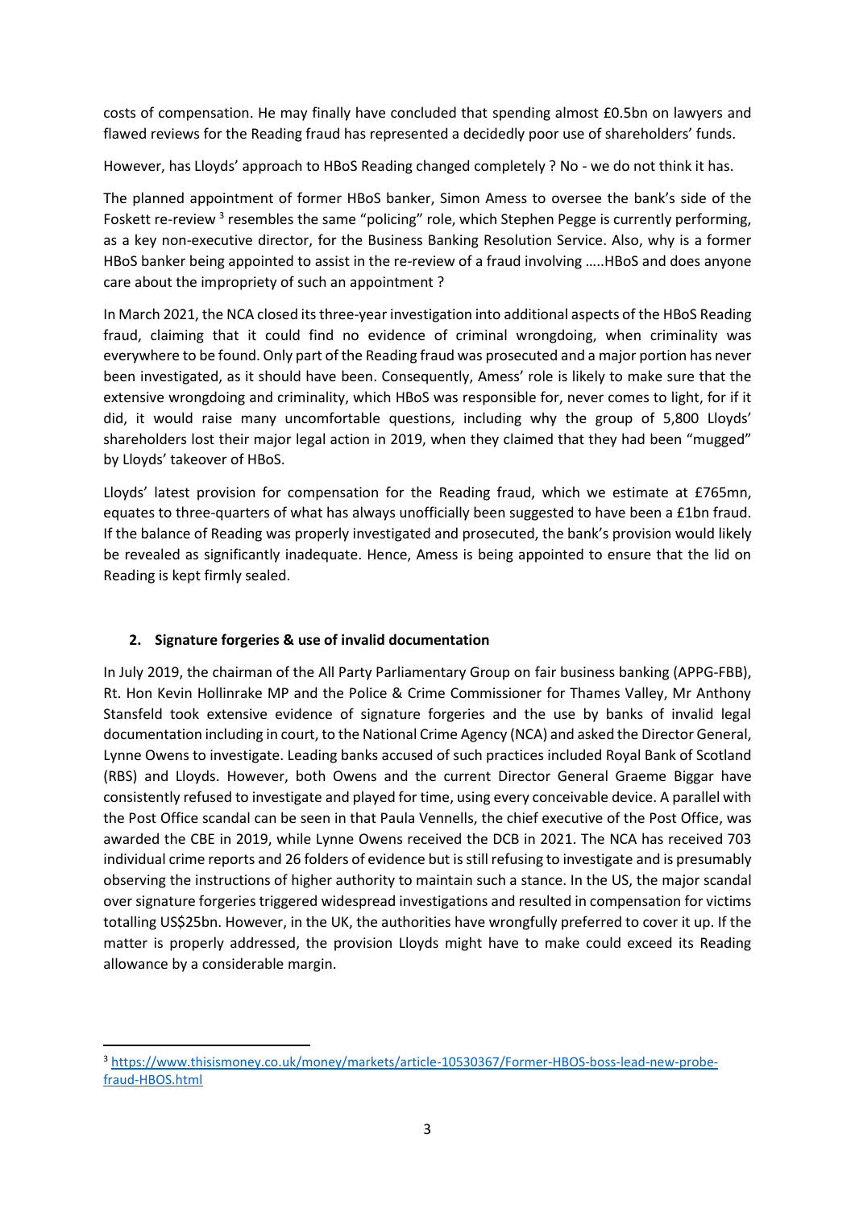costs of compensation. He may finally have concluded that spending almost £0.5bn on lawyers and flawed reviews for the Reading fraud has represented a decidedly poor use of shareholders' funds.

However, has Lloyds' approach to HBoS Reading changed completely ? No - we do not think it has.

The planned appointment of former HBoS banker, Simon Amess to oversee the bank's side of the Foskett re-review [3] resembles the same "policing" role, which Stephen Pegge is currently performing, as a key non-executive director, for the Business Banking Resolution Service. Also, why is a former HBoS banker being appointed to assist in the re-review of a fraud involving …..HBoS and does anyone care about the impropriety of such an appointment ?

In March 2021, the NCA closed its three-year investigation into additional aspects of the HBoS Reading fraud, claiming that it could find no evidence of criminal wrongdoing, when criminality was everywhere to be found. Only part of the Reading fraud was prosecuted and a major portion has never been investigated, as it should have been. Consequently, Amess' role is likely to make sure that the extensive wrongdoing and criminality, which HBoS was responsible for, never comes to light, for if it did, it would raise many uncomfortable questions, including why the group of 5,800 Lloyds' shareholders lost their major legal action in 2019, when they claimed that they had been "mugged" by Lloyds' takeover of HBoS.

Lloyds' latest provision for compensation for the Reading fraud, which we estimate at £765mn, equates to three-quarters of what has always unofficially been suggested to have been a £1bn fraud. If the balance of Reading was properly investigated and prosecuted, the bank's provision would likely be revealed as significantly inadequate. Hence, Amess is being appointed to ensure that the lid on Reading is kept firmly sealed.

## 2. Signature forgeries & use of invalid documentation

In July 2019, the chairman of the All Party Parliamentary Group on fair business banking (APPG-FBB), Rt. Hon Kevin Hollinrake MP and the Police & Crime Commissioner for Thames Valley, Mr Anthony Stansfeld took extensive evidence of signature forgeries and the use by banks of invalid legal documentation including in court, to the National Crime Agency (NCA) and asked the Director General, Lynne Owens to investigate. Leading banks accused of such practices included Royal Bank of Scotland (RBS) and Lloyds. However, both Owens and the current Director General Graeme Biggar have consistently refused to investigate and played for time, using every conceivable device. A parallel with the Post Office scandal can be seen in that Paula Vennells, the chief executive of the Post Office, was awarded the CBE in 2019, while Lynne Owens received the DCB in 2021. The NCA has received 703 individual crime reports and 26 folders of evidence but is still refusing to investigate and is presumably observing the instructions of higher authority to maintain such a stance. In the US, the major scandal over signature forgeries triggered widespread investigations and resulted in compensation for victims totalling US$25bn. However, in the UK, the authorities have wrongfully preferred to cover it up. If the matter is properly addressed, the provision Lloyds might have to make could exceed its Reading allowance by a considerable margin.

---

[3] https://www.thisismoney.co.uk/money/markets/article-10530367/Former-HBOS-boss-lead-new-probe-fraud-HBOS.html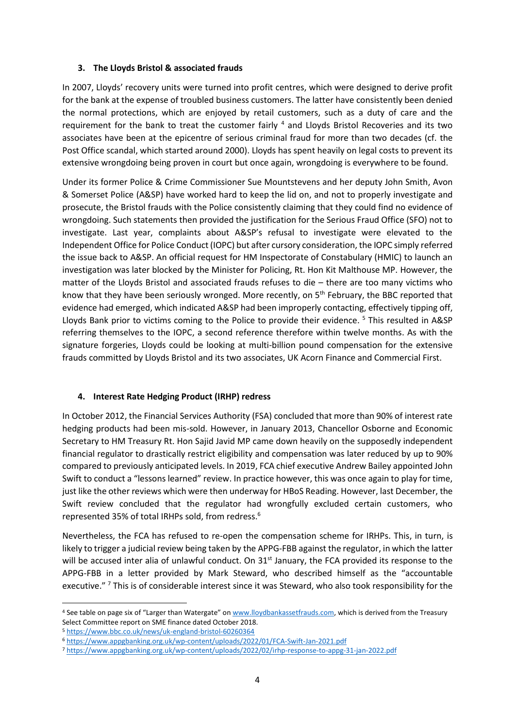### 3. The Lloyds Bristol & associated frauds

In 2007, Lloyds' recovery units were turned into profit centres, which were designed to derive profit for the bank at the expense of troubled business customers. The latter have consistently been denied the normal protections, which are enjoyed by retail customers, such as a duty of care and the requirement for the bank to treat the customer fairly [4] and Lloyds Bristol Recoveries and its two associates have been at the epicentre of serious criminal fraud for more than two decades (cf. the Post Office scandal, which started around 2000). Lloyds has spent heavily on legal costs to prevent its extensive wrongdoing being proven in court but once again, wrongdoing is everywhere to be found.

Under its former Police & Crime Commissioner Sue Mountstevens and her deputy John Smith, Avon & Somerset Police (A&SP) have worked hard to keep the lid on, and not to properly investigate and prosecute, the Bristol frauds with the Police consistently claiming that they could find no evidence of wrongdoing. Such statements then provided the justification for the Serious Fraud Office (SFO) not to investigate. Last year, complaints about A&SP's refusal to investigate were elevated to the Independent Office for Police Conduct (IOPC) but after cursory consideration, the IOPC simply referred the issue back to A&SP. An official request for HM Inspectorate of Constabulary (HMIC) to launch an investigation was later blocked by the Minister for Policing, Rt. Hon Kit Malthouse MP. However, the matter of the Lloyds Bristol and associated frauds refuses to die – there are too many victims who know that they have been seriously wronged. More recently, on 5th February, the BBC reported that evidence had emerged, which indicated A&SP had been improperly contacting, effectively tipping off, Lloyds Bank prior to victims coming to the Police to provide their evidence. [5] This resulted in A&SP referring themselves to the IOPC, a second reference therefore within twelve months. As with the signature forgeries, Lloyds could be looking at multi-billion pound compensation for the extensive frauds committed by Lloyds Bristol and its two associates, UK Acorn Finance and Commercial First.

### 4. Interest Rate Hedging Product (IRHP) redress

In October 2012, the Financial Services Authority (FSA) concluded that more than 90% of interest rate hedging products had been mis-sold. However, in January 2013, Chancellor Osborne and Economic Secretary to HM Treasury Rt. Hon Sajid Javid MP came down heavily on the supposedly independent financial regulator to drastically restrict eligibility and compensation was later reduced by up to 90% compared to previously anticipated levels. In 2019, FCA chief executive Andrew Bailey appointed John Swift to conduct a "lessons learned" review. In practice however, this was once again to play for time, just like the other reviews which were then underway for HBoS Reading. However, last December, the Swift review concluded that the regulator had wrongfully excluded certain customers, who represented 35% of total IRHPs sold, from redress.[6]

Nevertheless, the FCA has refused to re-open the compensation scheme for IRHPs. This, in turn, is likely to trigger a judicial review being taken by the APPG-FBB against the regulator, in which the latter will be accused inter alia of unlawful conduct. On 31st January, the FCA provided its response to the APPG-FBB in a letter provided by Mark Steward, who described himself as the "accountable executive." [7] This is of considerable interest since it was Steward, who also took responsibility for the

---

[4] See table on page six of "Larger than Watergate" on www.lloydbankassetfrauds.com, which is derived from the Treasury Select Committee report on SME finance dated October 2018.

[5] https://www.bbc.co.uk/news/uk-england-bristol-60260364

[6] https://www.appgbanking.org.uk/wp-content/uploads/2022/01/FCA-Swift-Jan-2021.pdf

[7] https://www.appgbanking.org.uk/wp-content/uploads/2022/02/irhp-response-to-appg-31-jan-2022.pdf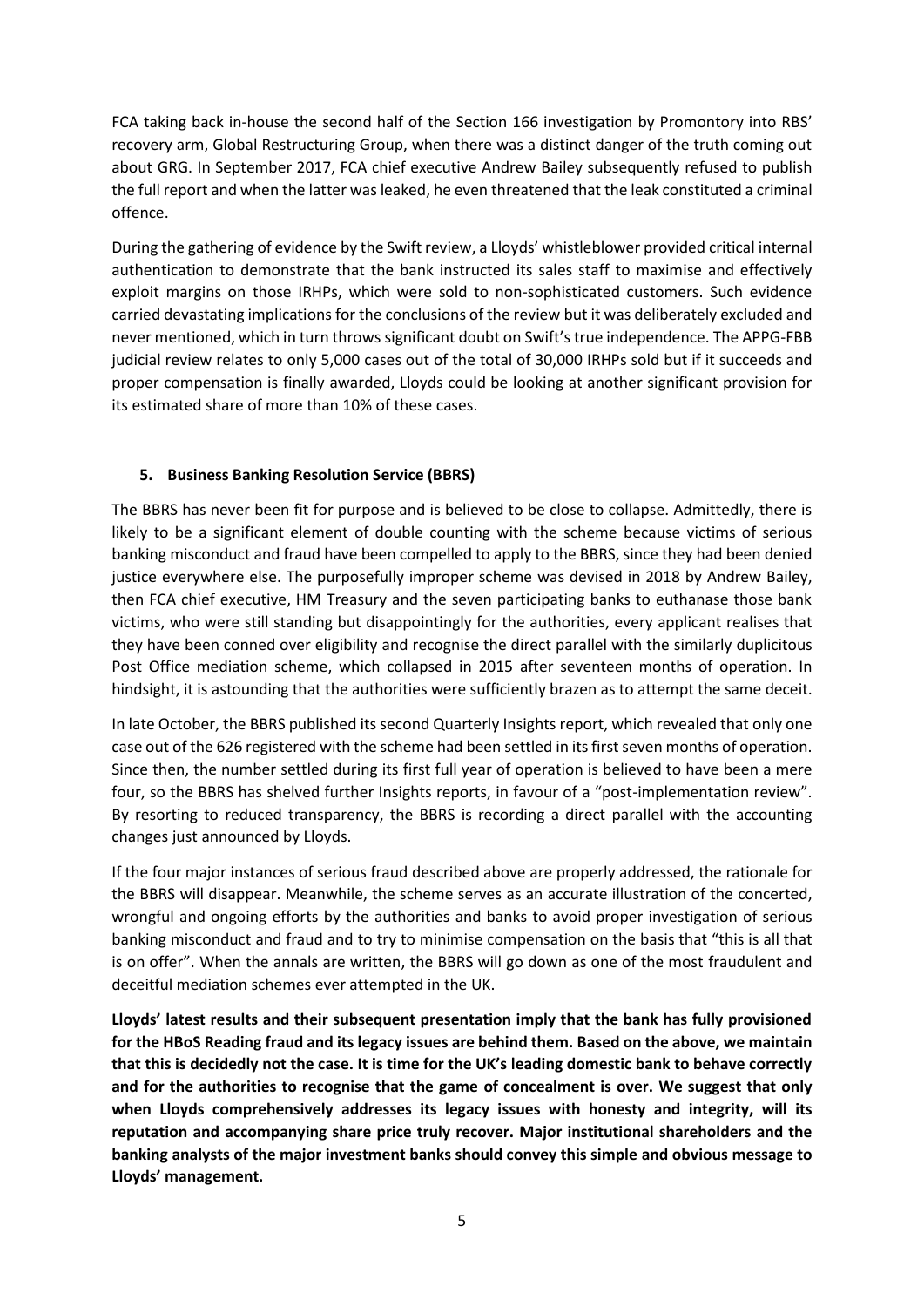FCA taking back in-house the second half of the Section 166 investigation by Promontory into RBS' recovery arm, Global Restructuring Group, when there was a distinct danger of the truth coming out about GRG. In September 2017, FCA chief executive Andrew Bailey subsequently refused to publish the full report and when the latter was leaked, he even threatened that the leak constituted a criminal offence.

During the gathering of evidence by the Swift review, a Lloyds' whistleblower provided critical internal authentication to demonstrate that the bank instructed its sales staff to maximise and effectively exploit margins on those IRHPs, which were sold to non-sophisticated customers. Such evidence carried devastating implications for the conclusions of the review but it was deliberately excluded and never mentioned, which in turn throws significant doubt on Swift's true independence. The APPG-FBB judicial review relates to only 5,000 cases out of the total of 30,000 IRHPs sold but if it succeeds and proper compensation is finally awarded, Lloyds could be looking at another significant provision for its estimated share of more than 10% of these cases.

### 5. Business Banking Resolution Service (BBRS)

The BBRS has never been fit for purpose and is believed to be close to collapse. Admittedly, there is likely to be a significant element of double counting with the scheme because victims of serious banking misconduct and fraud have been compelled to apply to the BBRS, since they had been denied justice everywhere else. The purposefully improper scheme was devised in 2018 by Andrew Bailey, then FCA chief executive, HM Treasury and the seven participating banks to euthanase those bank victims, who were still standing but disappointingly for the authorities, every applicant realises that they have been conned over eligibility and recognise the direct parallel with the similarly duplicitous Post Office mediation scheme, which collapsed in 2015 after seventeen months of operation. In hindsight, it is astounding that the authorities were sufficiently brazen as to attempt the same deceit.

In late October, the BBRS published its second Quarterly Insights report, which revealed that only one case out of the 626 registered with the scheme had been settled in its first seven months of operation. Since then, the number settled during its first full year of operation is believed to have been a mere four, so the BBRS has shelved further Insights reports, in favour of a "post-implementation review". By resorting to reduced transparency, the BBRS is recording a direct parallel with the accounting changes just announced by Lloyds.

If the four major instances of serious fraud described above are properly addressed, the rationale for the BBRS will disappear. Meanwhile, the scheme serves as an accurate illustration of the concerted, wrongful and ongoing efforts by the authorities and banks to avoid proper investigation of serious banking misconduct and fraud and to try to minimise compensation on the basis that "this is all that is on offer". When the annals are written, the BBRS will go down as one of the most fraudulent and deceitful mediation schemes ever attempted in the UK.

**Lloyds' latest results and their subsequent presentation imply that the bank has fully provisioned for the HBoS Reading fraud and its legacy issues are behind them. Based on the above, we maintain that this is decidedly not the case. It is time for the UK's leading domestic bank to behave correctly and for the authorities to recognise that the game of concealment is over. We suggest that only when Lloyds comprehensively addresses its legacy issues with honesty and integrity, will its reputation and accompanying share price truly recover. Major institutional shareholders and the banking analysts of the major investment banks should convey this simple and obvious message to Lloyds' management.**